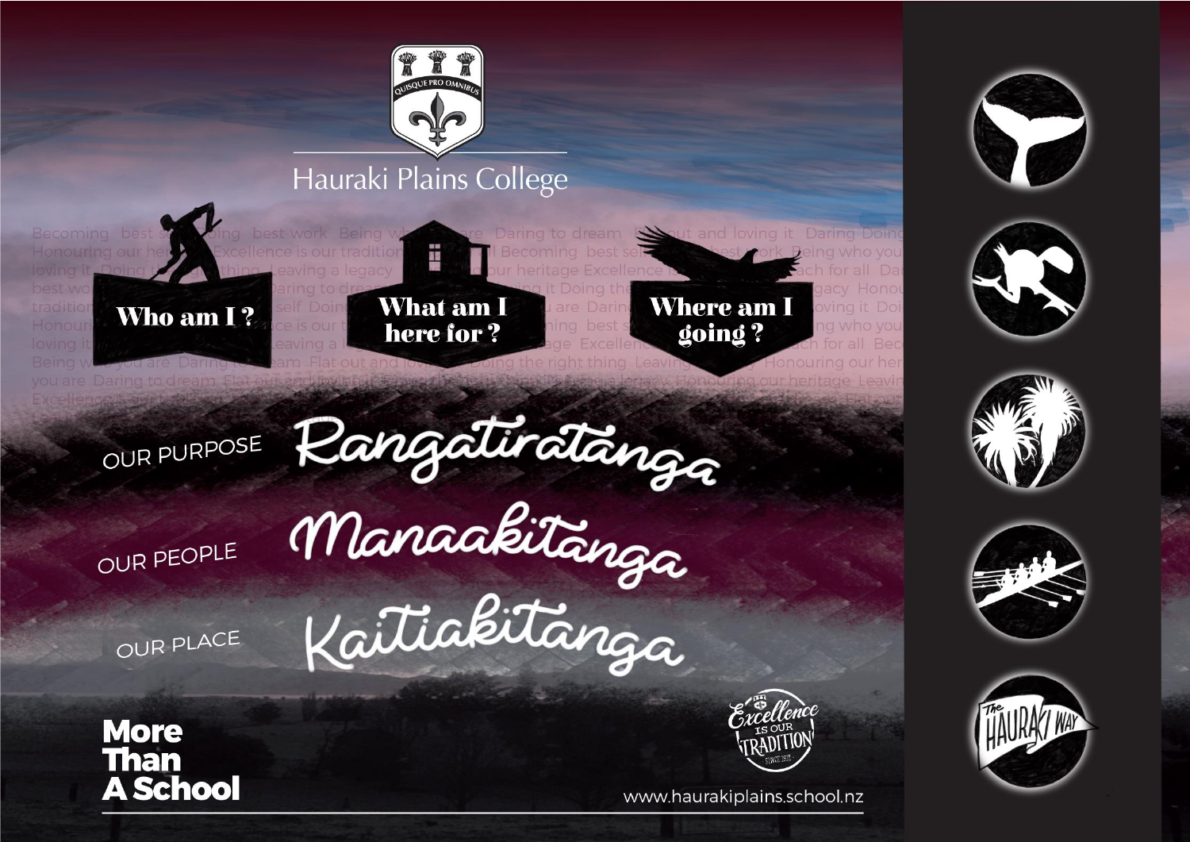QUISQUE PRO OMNIBUS

# Hauraki Plains College

**Who am I ?**

**What am I here for ?**

**Where am I going ?**

OUR PURPOSE Rangatiratānga

OUR PEOPLE Manaakitānga

OUR PLACE Kaitiakitānga

**More Than A School**

Excellence IS OUR TRADITION

www.haurakiplains.school.nz

The HAURAKI WAY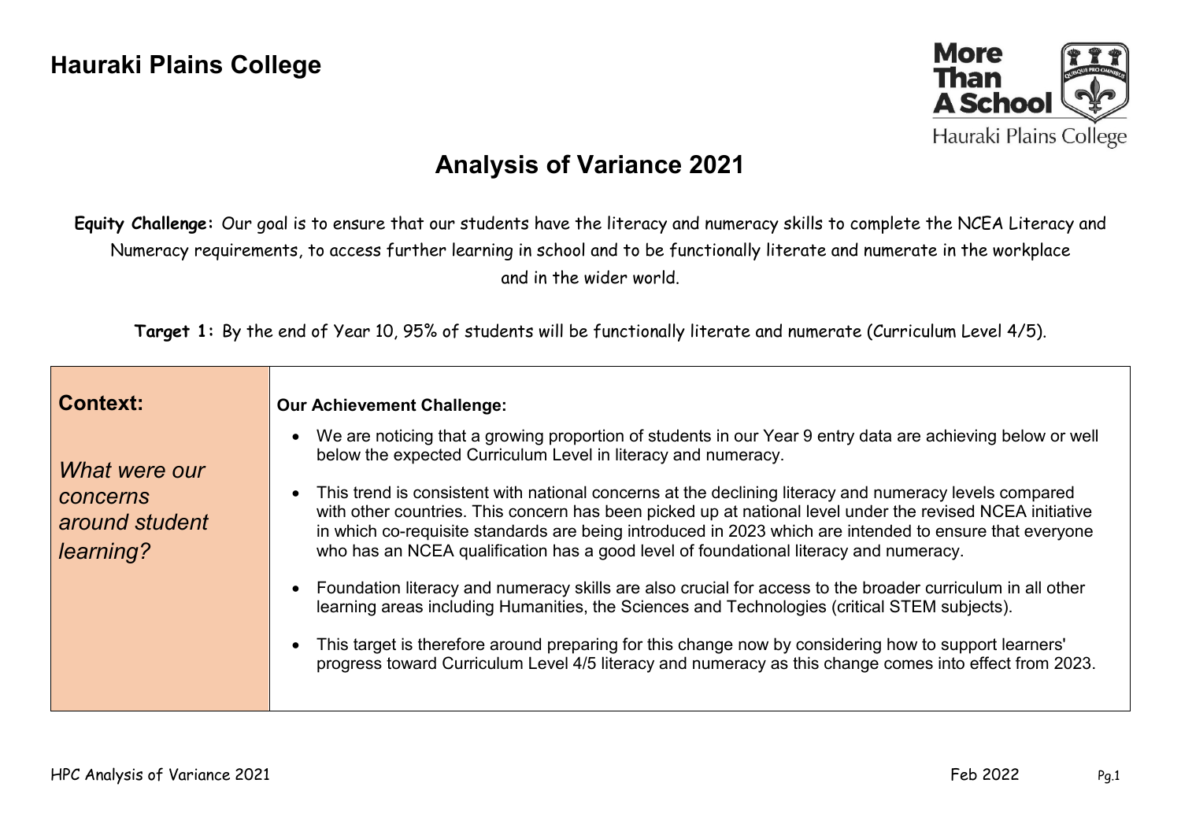# Hauraki Plains College

## Analysis of Variance 2021

**Equity Challenge:** Our goal is to ensure that our students have the literacy and numeracy skills to complete the NCEA Literacy and Numeracy requirements, to access further learning in school and to be functionally literate and numerate in the workplace and in the wider world.

**Target 1:** By the end of Year 10, 95% of students will be functionally literate and numerate (Curriculum Level 4/5).

| **Context:** *What were our concerns around student learning?* | **Our Achievement Challenge:** <br> • We are noticing that a growing proportion of students in our Year 9 entry data are achieving below or well below the expected Curriculum Level in literacy and numeracy. <br> • This trend is consistent with national concerns at the declining literacy and numeracy levels compared with other countries. This concern has been picked up at national level under the revised NCEA initiative in which co-requisite standards are being introduced in 2023 which are intended to ensure that everyone who has an NCEA qualification has a good level of foundational literacy and numeracy. <br> • Foundation literacy and numeracy skills are also crucial for access to the broader curriculum in all other learning areas including Humanities, the Sciences and Technologies (critical STEM subjects). <br> • This target is therefore around preparing for this change now by considering how to support learners' progress toward Curriculum Level 4/5 literacy and numeracy as this change comes into effect from 2023. |
|---|---|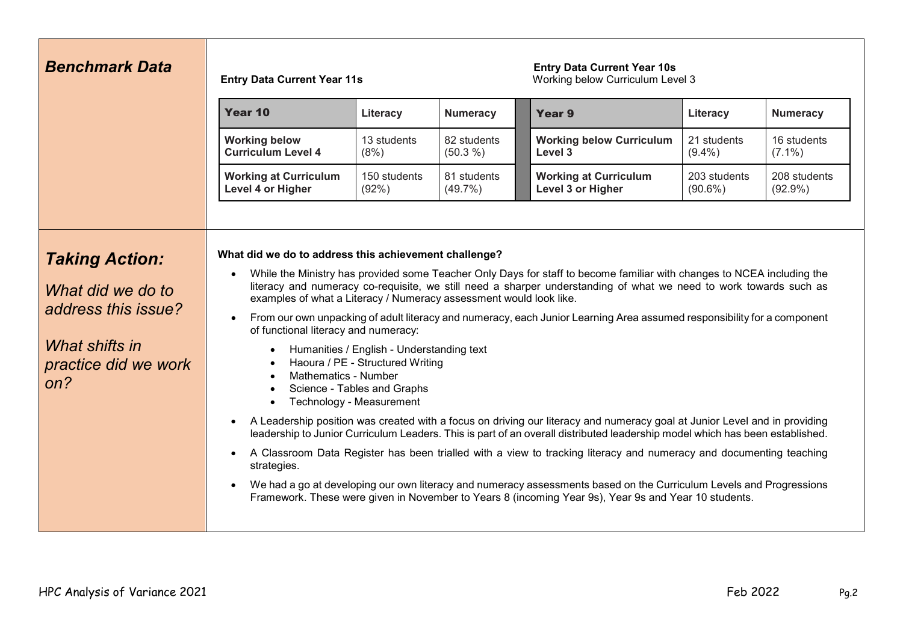## *Benchmark Data*

**Entry Data Current Year 11s**

| Year 10 | Literacy | Numeracy |
|---|---|---|
| **Working below Curriculum Level 4** | 13 students (8%) | 82 students (50.3 %) |
| **Working at Curriculum Level 4 or Higher** | 150 students (92%) | 81 students (49.7%) |

**Entry Data Current Year 10s**
Working below Curriculum Level 3

| Year 9 | Literacy | Numeracy |
|---|---|---|
| **Working below Curriculum Level 3** | 21 students (9.4%) | 16 students (7.1%) |
| **Working at Curriculum Level 3 or Higher** | 203 students (90.6%) | 208 students (92.9%) |

## *Taking Action:*

*What did we do to address this issue?*

*What shifts in practice did we work on?*

**What did we do to address this achievement challenge?**

- While the Ministry has provided some Teacher Only Days for staff to become familiar with changes to NCEA including the literacy and numeracy co-requisite, we still need a sharper understanding of what we need to work towards such as examples of what a Literacy / Numeracy assessment would look like.
- From our own unpacking of adult literacy and numeracy, each Junior Learning Area assumed responsibility for a component of functional literacy and numeracy:
  - Humanities / English - Understanding text
  - Haoura / PE - Structured Writing
  - Mathematics - Number
  - Science - Tables and Graphs
  - Technology - Measurement
- A Leadership position was created with a focus on driving our literacy and numeracy goal at Junior Level and in providing leadership to Junior Curriculum Leaders. This is part of an overall distributed leadership model which has been established.
- A Classroom Data Register has been trialled with a view to tracking literacy and numeracy and documenting teaching strategies.
- We had a go at developing our own literacy and numeracy assessments based on the Curriculum Levels and Progressions Framework. These were given in November to Years 8 (incoming Year 9s), Year 9s and Year 10 students.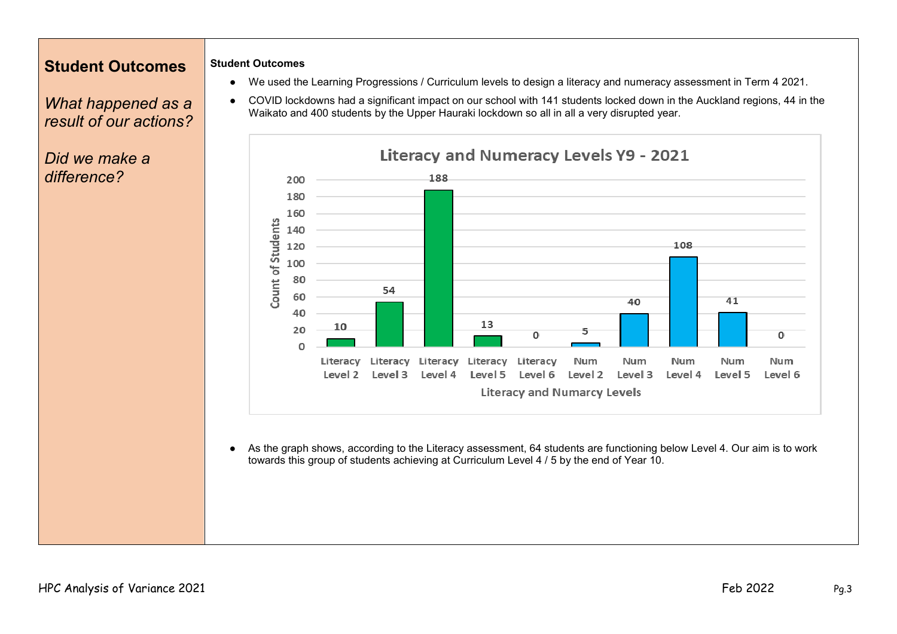## Student Outcomes

*What happened as a result of our actions?*

*Did we make a difference?*

**Student Outcomes**

- We used the Learning Progressions / Curriculum levels to design a literacy and numeracy assessment in Term 4 2021.
- COVID lockdowns had a significant impact on our school with 141 students locked down in the Auckland regions, 44 in the Waikato and 400 students by the Upper Hauraki lockdown so all in all a very disrupted year.

**Literacy and Numeracy Levels Y9 - 2021**

| Literacy and Numarcy Levels | Count of Students |
|---|---|
| Literacy Level 2 | 10 |
| Literacy Level 3 | 54 |
| Literacy Level 4 | 188 |
| Literacy Level 5 | 13 |
| Literacy Level 6 | 0 |
| Num Level 2 | 5 |
| Num Level 3 | 40 |
| Num Level 4 | 108 |
| Num Level 5 | 41 |
| Num Level 6 | 0 |

- As the graph shows, according to the Literacy assessment, 64 students are functioning below Level 4. Our aim is to work towards this group of students achieving at Curriculum Level 4 / 5 by the end of Year 10.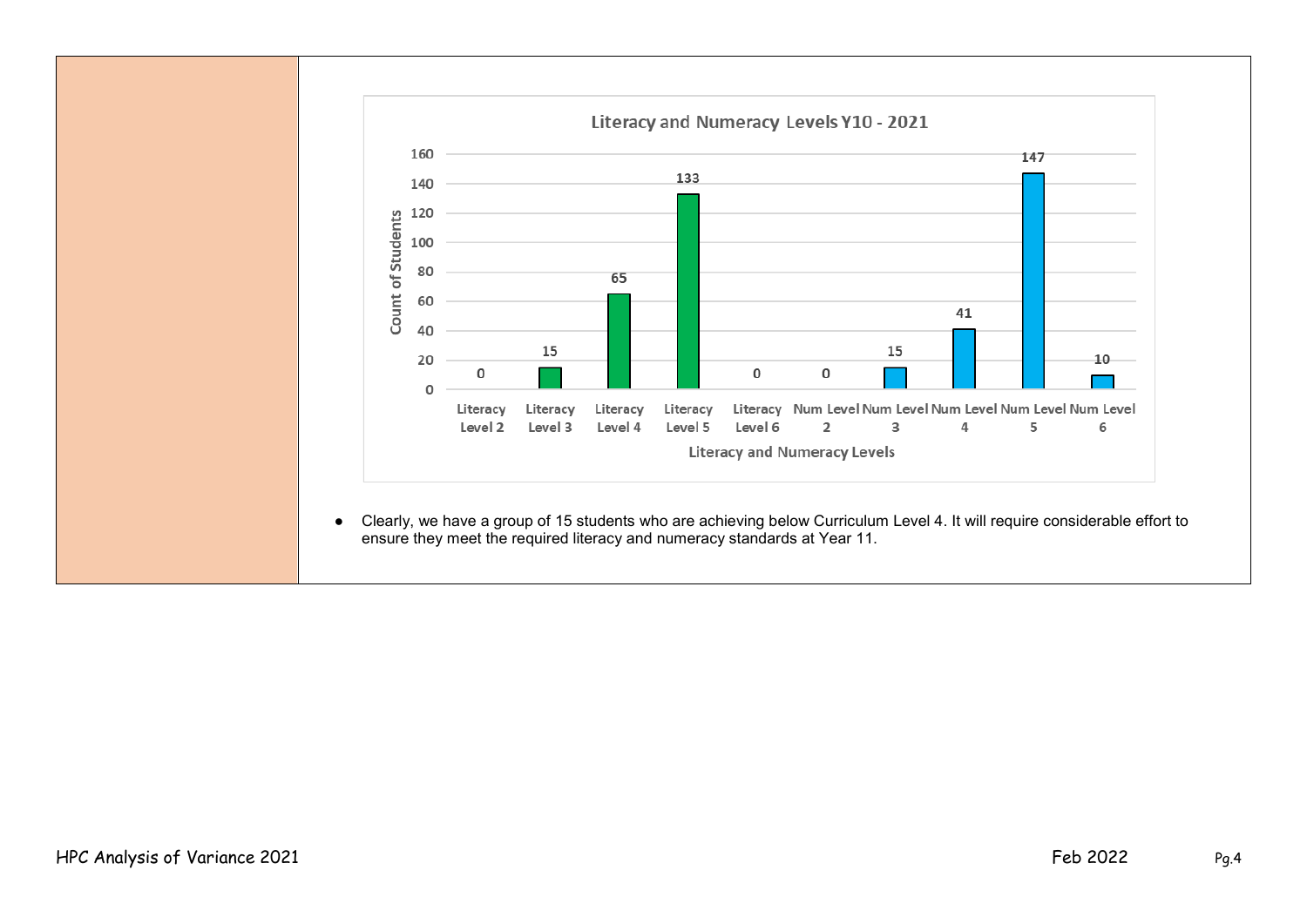**Literacy and Numeracy Levels Y10 - 2021**

| Literacy and Numeracy Levels | Count of Students |
|---|---|
| Literacy Level 2 | 0 |
| Literacy Level 3 | 15 |
| Literacy Level 4 | 65 |
| Literacy Level 5 | 133 |
| Literacy Level 6 | 0 |
| Num Level 2 | 0 |
| Num Level 3 | 15 |
| Num Level 4 | 41 |
| Num Level 5 | 147 |
| Num Level 6 | 10 |

- Clearly, we have a group of 15 students who are achieving below Curriculum Level 4. It will require considerable effort to ensure they meet the required literacy and numeracy standards at Year 11.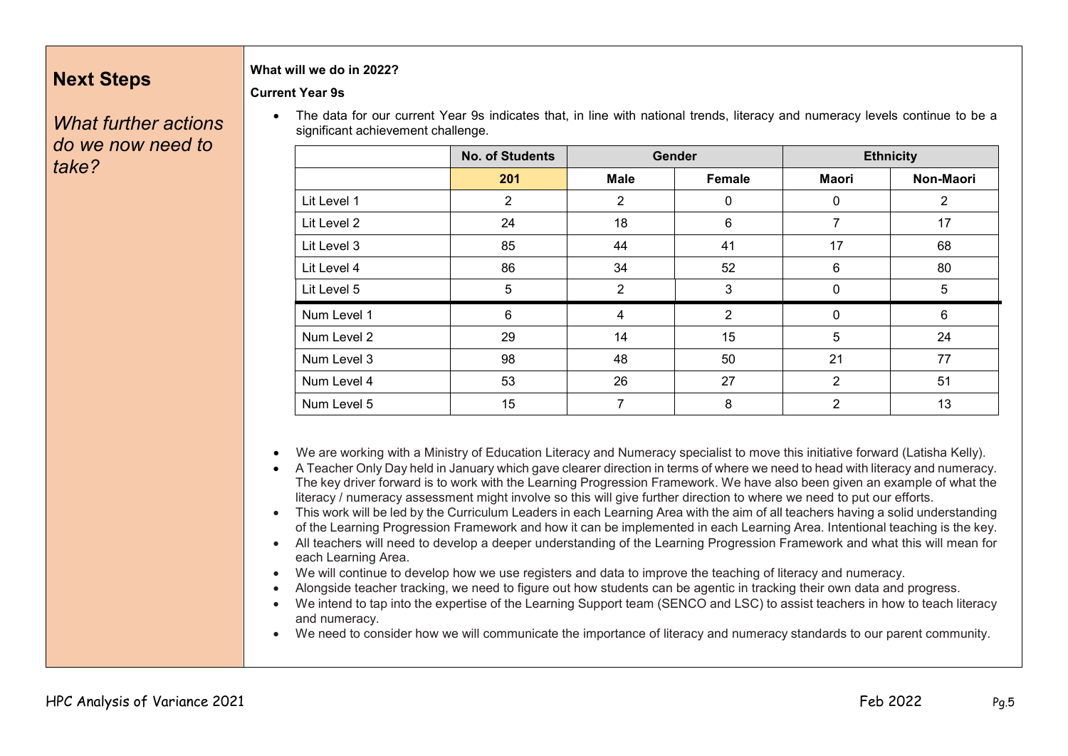## Next Steps

*What further actions do we now need to take?*

**What will we do in 2022?**

**Current Year 9s**

- The data for our current Year 9s indicates that, in line with national trends, literacy and numeracy levels continue to be a significant achievement challenge.

| | No. of Students | Gender | | Ethnicity | |
|---|---|---|---|---|---|
| | **201** | **Male** | **Female** | **Maori** | **Non-Maori** |
| Lit Level 1 | 2 | 2 | 0 | 0 | 2 |
| Lit Level 2 | 24 | 18 | 6 | 7 | 17 |
| Lit Level 3 | 85 | 44 | 41 | 17 | 68 |
| Lit Level 4 | 86 | 34 | 52 | 6 | 80 |
| Lit Level 5 | 5 | 2 | 3 | 0 | 5 |
| Num Level 1 | 6 | 4 | 2 | 0 | 6 |
| Num Level 2 | 29 | 14 | 15 | 5 | 24 |
| Num Level 3 | 98 | 48 | 50 | 21 | 77 |
| Num Level 4 | 53 | 26 | 27 | 2 | 51 |
| Num Level 5 | 15 | 7 | 8 | 2 | 13 |

- We are working with a Ministry of Education Literacy and Numeracy specialist to move this initiative forward (Latisha Kelly).
- A Teacher Only Day held in January which gave clearer direction in terms of where we need to head with literacy and numeracy. The key driver forward is to work with the Learning Progression Framework. We have also been given an example of what the literacy / numeracy assessment might involve so this will give further direction to where we need to put our efforts.
- This work will be led by the Curriculum Leaders in each Learning Area with the aim of all teachers having a solid understanding of the Learning Progression Framework and how it can be implemented in each Learning Area. Intentional teaching is the key.
- All teachers will need to develop a deeper understanding of the Learning Progression Framework and what this will mean for each Learning Area.
- We will continue to develop how we use registers and data to improve the teaching of literacy and numeracy.
- Alongside teacher tracking, we need to figure out how students can be agentic in tracking their own data and progress.
- We intend to tap into the expertise of the Learning Support team (SENCO and LSC) to assist teachers in how to teach literacy and numeracy.
- We need to consider how we will communicate the importance of literacy and numeracy standards to our parent community.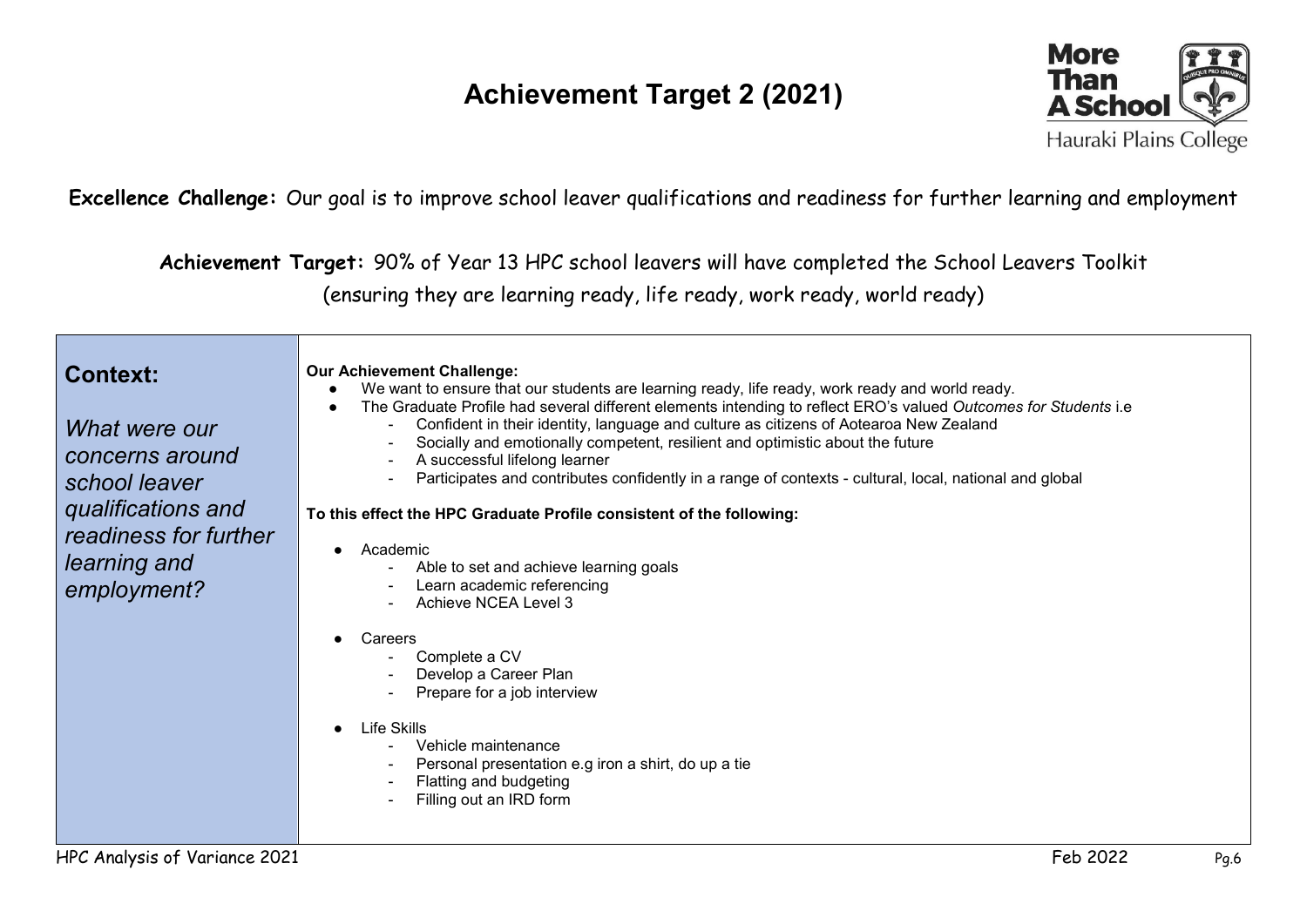# Achievement Target 2 (2021)

**Excellence Challenge:** Our goal is to improve school leaver qualifications and readiness for further learning and employment

**Achievement Target:** 90% of Year 13 HPC school leavers will have completed the School Leavers Toolkit (ensuring they are learning ready, life ready, work ready, world ready)

| **Context:** *What were our concerns around school leaver qualifications and readiness for further learning and employment?* | **Our Achievement Challenge:** <br>● We want to ensure that our students are learning ready, life ready, work ready and world ready.<br>● The Graduate Profile had several different elements intending to reflect ERO's valued *Outcomes for Students* i.e<br>- Confident in their identity, language and culture as citizens of Aotearoa New Zealand<br>- Socially and emotionally competent, resilient and optimistic about the future<br>- A successful lifelong learner<br>- Participates and contributes confidently in a range of contexts - cultural, local, national and global<br><br>**To this effect the HPC Graduate Profile consistent of the following:**<br><br>● Academic<br>- Able to set and achieve learning goals<br>- Learn academic referencing<br>- Achieve NCEA Level 3<br><br>● Careers<br>- Complete a CV<br>- Develop a Career Plan<br>- Prepare for a job interview<br><br>● Life Skills<br>- Vehicle maintenance<br>- Personal presentation e.g iron a shirt, do up a tie<br>- Flatting and budgeting<br>- Filling out an IRD form |
|---|---|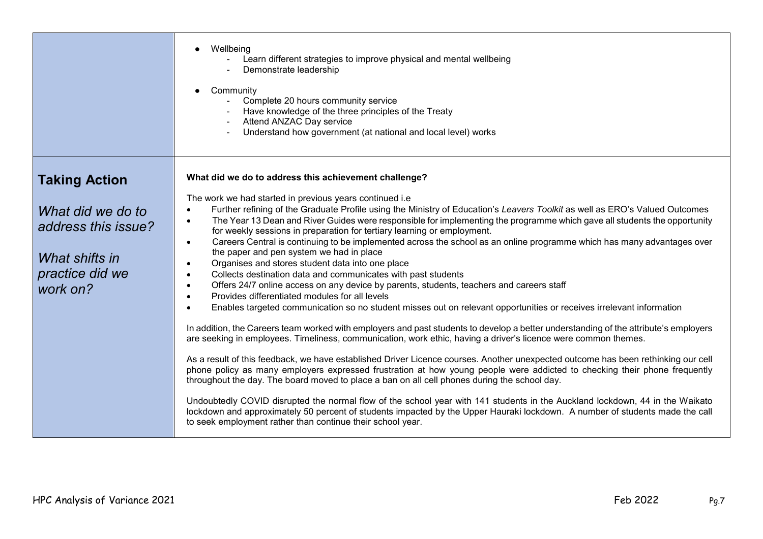| | |
|---|---|
| | ● Wellbeing<br>- Learn different strategies to improve physical and mental wellbeing<br>- Demonstrate leadership<br><br>● Community<br>- Complete 20 hours community service<br>- Have knowledge of the three principles of the Treaty<br>- Attend ANZAC Day service<br>- Understand how government (at national and local level) works |
| **Taking Action**<br><br>*What did we do to address this issue?*<br><br>*What shifts in practice did we work on?* | **What did we do to address this achievement challenge?**<br><br>The work we had started in previous years continued i.e<br>• Further refining of the Graduate Profile using the Ministry of Education's *Leavers Toolkit* as well as ERO's Valued Outcomes<br>• The Year 13 Dean and River Guides were responsible for implementing the programme which gave all students the opportunity for weekly sessions in preparation for tertiary learning or employment.<br>• Careers Central is continuing to be implemented across the school as an online programme which has many advantages over the paper and pen system we had in place<br>• Organises and stores student data into one place<br>• Collects destination data and communicates with past students<br>• Offers 24/7 online access on any device by parents, students, teachers and careers staff<br>• Provides differentiated modules for all levels<br>• Enables targeted communication so no student misses out on relevant opportunities or receives irrelevant information<br><br>In addition, the Careers team worked with employers and past students to develop a better understanding of the attribute's employers are seeking in employees. Timeliness, communication, work ethic, having a driver's licence were common themes.<br><br>As a result of this feedback, we have established Driver Licence courses. Another unexpected outcome has been rethinking our cell phone policy as many employers expressed frustration at how young people were addicted to checking their phone frequently throughout the day. The board moved to place a ban on all cell phones during the school day.<br><br>Undoubtedly COVID disrupted the normal flow of the school year with 141 students in the Auckland lockdown, 44 in the Waikato lockdown and approximately 50 percent of students impacted by the Upper Hauraki lockdown. A number of students made the call to seek employment rather than continue their school year. |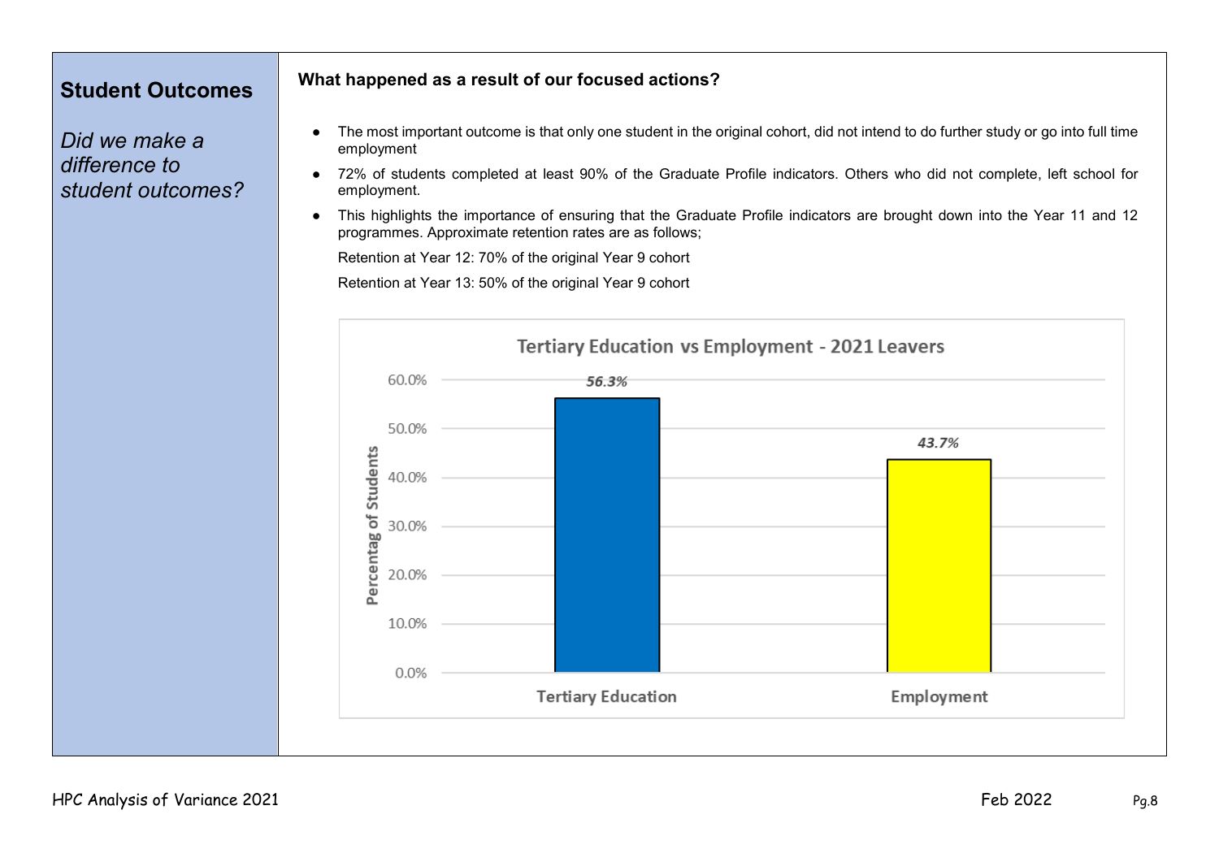## Student Outcomes

*Did we make a difference to student outcomes?*

**What happened as a result of our focused actions?**

- The most important outcome is that only one student in the original cohort, did not intend to do further study or go into full time employment
- 72% of students completed at least 90% of the Graduate Profile indicators. Others who did not complete, left school for employment.
- This highlights the importance of ensuring that the Graduate Profile indicators are brought down into the Year 11 and 12 programmes. Approximate retention rates are as follows;

  Retention at Year 12: 70% of the original Year 9 cohort

  Retention at Year 13: 50% of the original Year 9 cohort

**Tertiary Education vs Employment - 2021 Leavers**

| | Percentag of Students |
|---|---|
| Tertiary Education | 56.3% |
| Employment | 43.7% |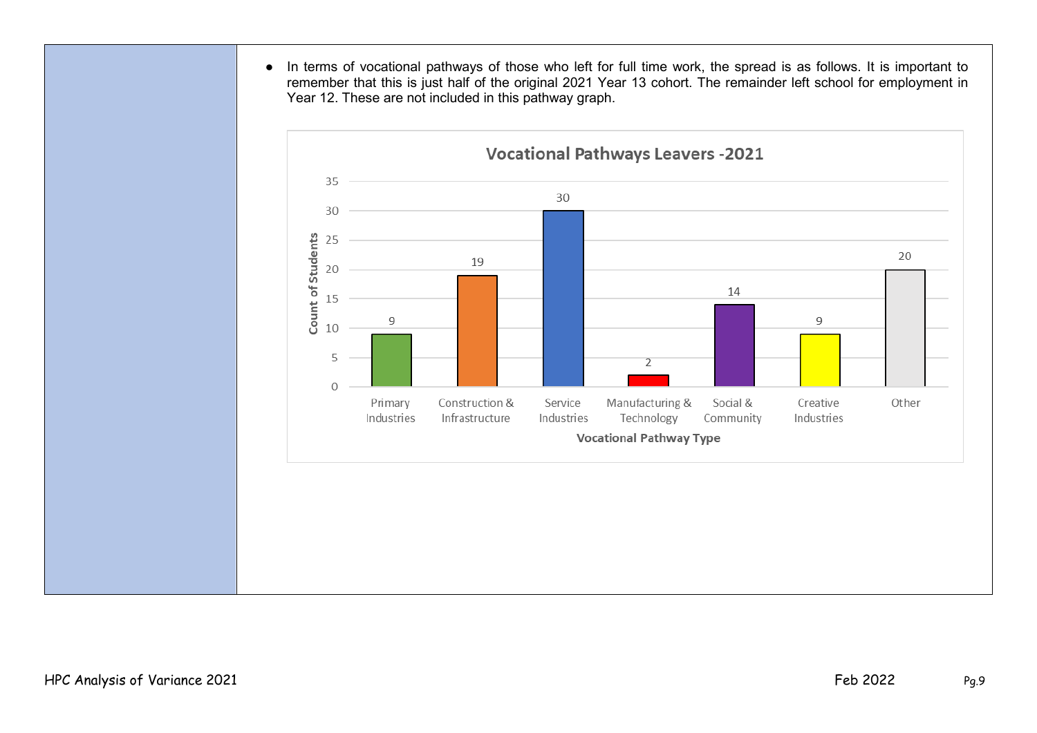- In terms of vocational pathways of those who left for full time work, the spread is as follows. It is important to remember that this is just half of the original 2021 Year 13 cohort. The remainder left school for employment in Year 12. These are not included in this pathway graph.

**Vocational Pathways Leavers -2021**

| Vocational Pathway Type | Count of Students |
| --- | --- |
| Primary Industries | 9 |
| Construction & Infrastructure | 19 |
| Service Industries | 30 |
| Manufacturing & Technology | 2 |
| Social & Community | 14 |
| Creative Industries | 9 |
| Other | 20 |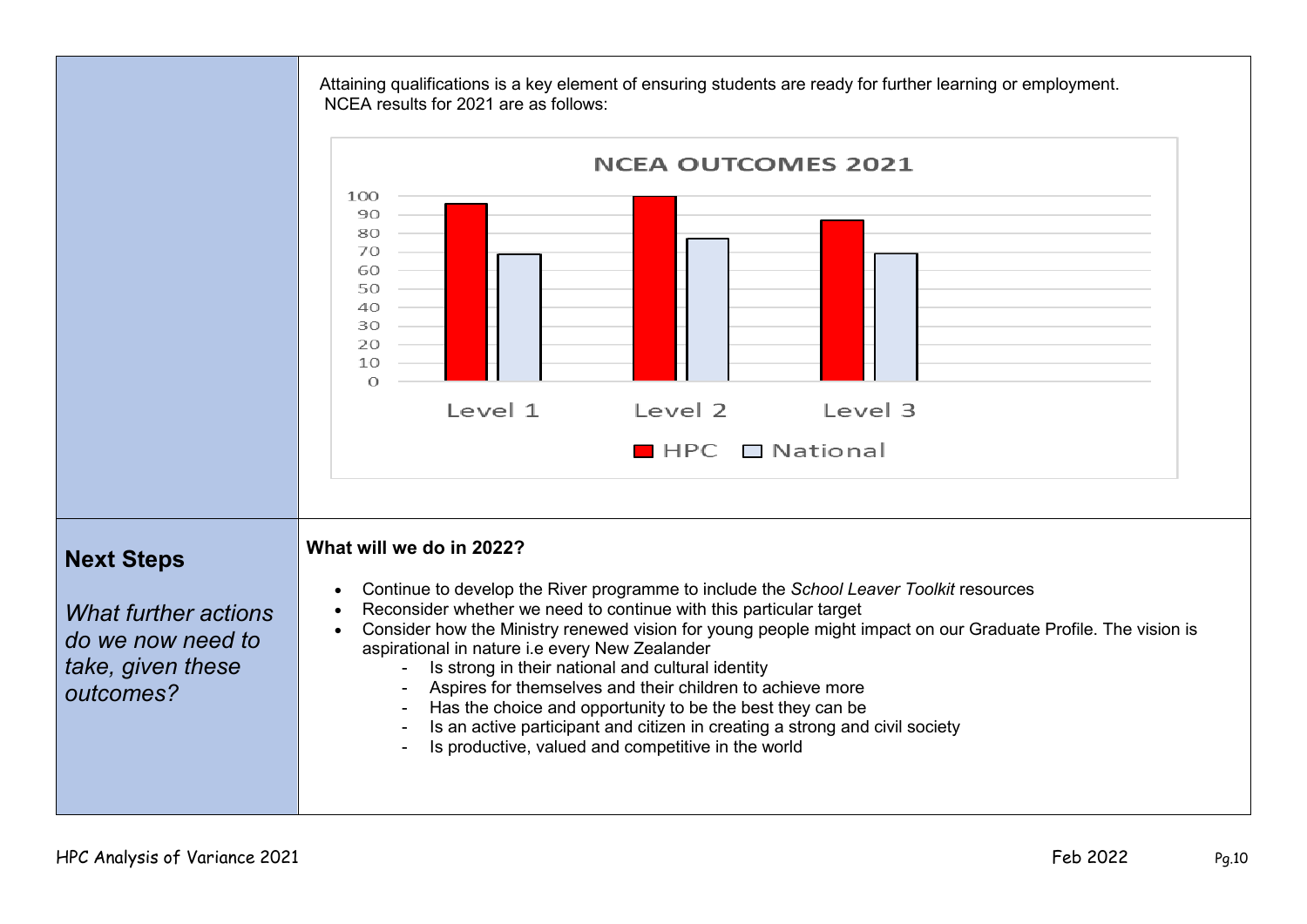| | |
|---|---|
| | Attaining qualifications is a key element of ensuring students are ready for further learning or employment. NCEA results for 2021 are as follows: |

**NCEA OUTCOMES 2021**

(Chart: HPC vs National for Level 1, Level 2, Level 3)

## Next Steps

*What further actions do we now need to take, given these outcomes?*

**What will we do in 2022?**

- Continue to develop the River programme to include the *School Leaver Toolkit* resources
- Reconsider whether we need to continue with this particular target
- Consider how the Ministry renewed vision for young people might impact on our Graduate Profile. The vision is aspirational in nature i.e every New Zealander
    - Is strong in their national and cultural identity
    - Aspires for themselves and their children to achieve more
    - Has the choice and opportunity to be the best they can be
    - Is an active participant and citizen in creating a strong and civil society
    - Is productive, valued and competitive in the world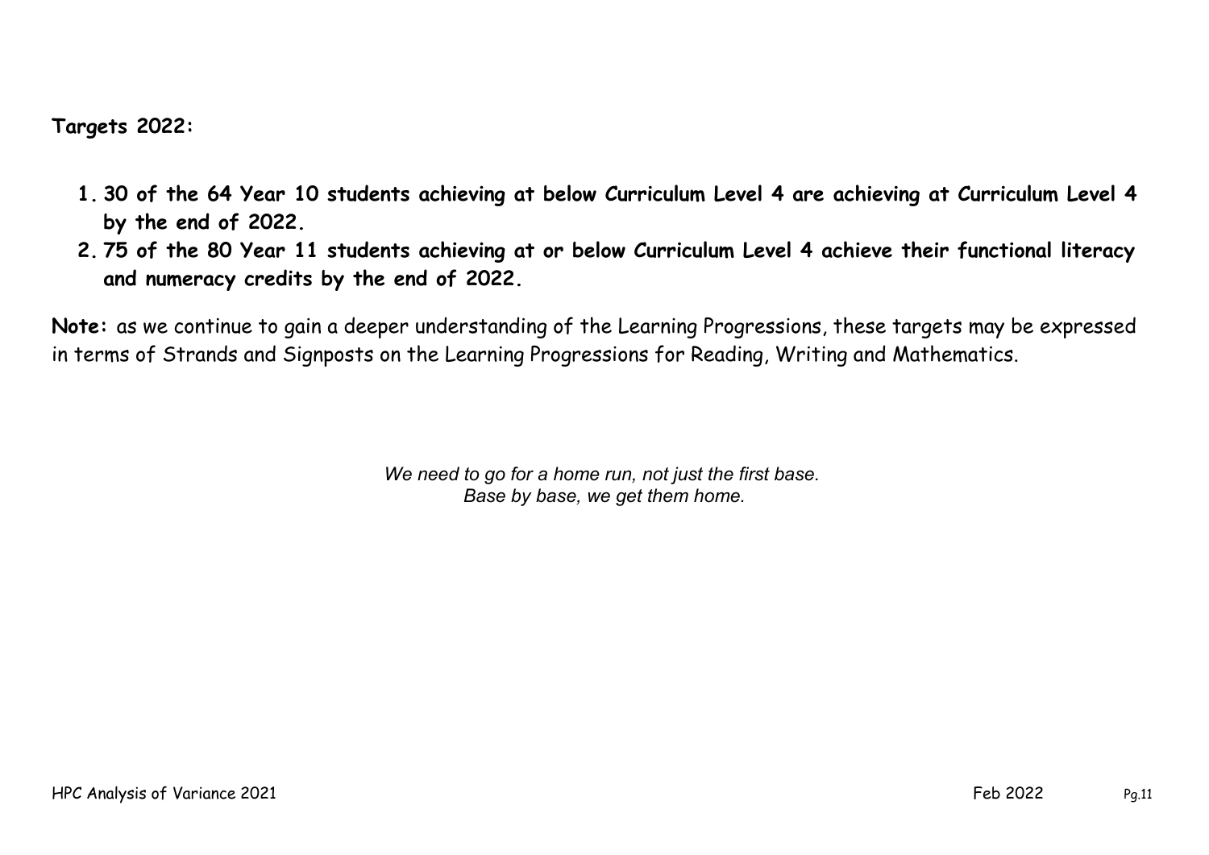**Targets 2022:**

1. **30 of the 64 Year 10 students achieving at below Curriculum Level 4 are achieving at Curriculum Level 4 by the end of 2022.**
2. **75 of the 80 Year 11 students achieving at or below Curriculum Level 4 achieve their functional literacy and numeracy credits by the end of 2022.**

**Note:** as we continue to gain a deeper understanding of the Learning Progressions, these targets may be expressed in terms of Strands and Signposts on the Learning Progressions for Reading, Writing and Mathematics.

*We need to go for a home run, not just the first base.*
*Base by base, we get them home.*